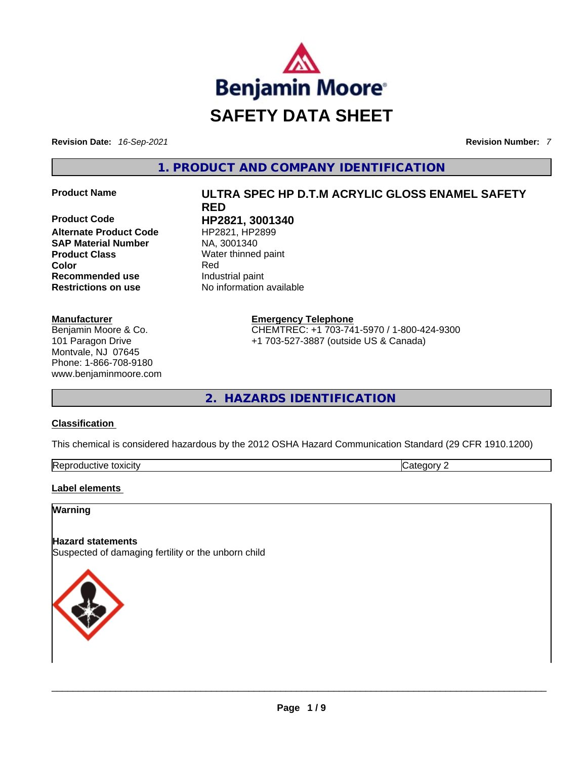Benjamin Moore®

# SAFETY DATA SHEET

**Revision Date:** *16-Sep-2021* **Revision Number:** *7*

## 1. PRODUCT AND COMPANY IDENTIFICATION

| | |
|---|---|
| **Product Name** | **ULTRA SPEC HP D.T.M ACRYLIC GLOSS ENAMEL SAFETY RED** |
| **Product Code** | **HP2821, 3001340** |
| **Alternate Product Code** | HP2821, HP2899 |
| **SAP Material Number** | NA, 3001340 |
| **Product Class** | Water thinned paint |
| **Color** | Red |
| **Recommended use** | Industrial paint |
| **Restrictions on use** | No information available |

**Manufacturer**
Benjamin Moore & Co.
101 Paragon Drive
Montvale, NJ 07645
Phone: 1-866-708-9180
www.benjaminmoore.com

**Emergency Telephone**
CHEMTREC: +1 703-741-5970 / 1-800-424-9300
+1 703-527-3887 (outside US & Canada)

## 2. HAZARDS IDENTIFICATION

### Classification

This chemical is considered hazardous by the 2012 OSHA Hazard Communication Standard (29 CFR 1910.1200)

| | |
|---|---|
| Reproductive toxicity | Category 2 |

### Label elements

**Warning**

**Hazard statements**
Suspected of damaging fertility or the unborn child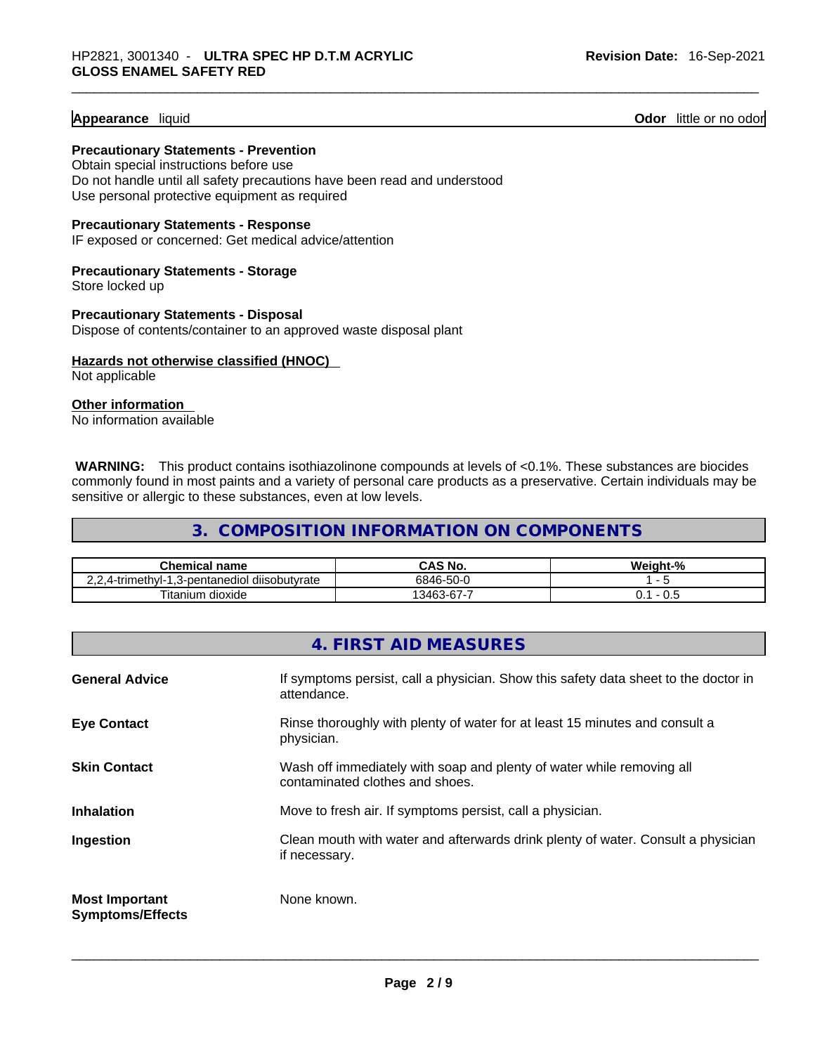**Appearance** liquid **Odor** little or no odor

**Precautionary Statements - Prevention**
Obtain special instructions before use
Do not handle until all safety precautions have been read and understood
Use personal protective equipment as required

**Precautionary Statements - Response**
IF exposed or concerned: Get medical advice/attention

**Precautionary Statements - Storage**
Store locked up

**Precautionary Statements - Disposal**
Dispose of contents/container to an approved waste disposal plant

**Hazards not otherwise classified (HNOC)**
Not applicable

**Other information**
No information available

**WARNING:** This product contains isothiazolinone compounds at levels of <0.1%. These substances are biocides commonly found in most paints and a variety of personal care products as a preservative. Certain individuals may be sensitive or allergic to these substances, even at low levels.

## 3. COMPOSITION INFORMATION ON COMPONENTS

| Chemical name | CAS No. | Weight-% |
|---|---|---|
| 2,2,4-trimethyl-1,3-pentanediol diisobutyrate | 6846-50-0 | 1 - 5 |
| Titanium dioxide | 13463-67-7 | 0.1 - 0.5 |

## 4. FIRST AID MEASURES

**General Advice** If symptoms persist, call a physician. Show this safety data sheet to the doctor in attendance.

**Eye Contact** Rinse thoroughly with plenty of water for at least 15 minutes and consult a physician.

**Skin Contact** Wash off immediately with soap and plenty of water while removing all contaminated clothes and shoes.

**Inhalation** Move to fresh air. If symptoms persist, call a physician.

**Ingestion** Clean mouth with water and afterwards drink plenty of water. Consult a physician if necessary.

**Most Important Symptoms/Effects** None known.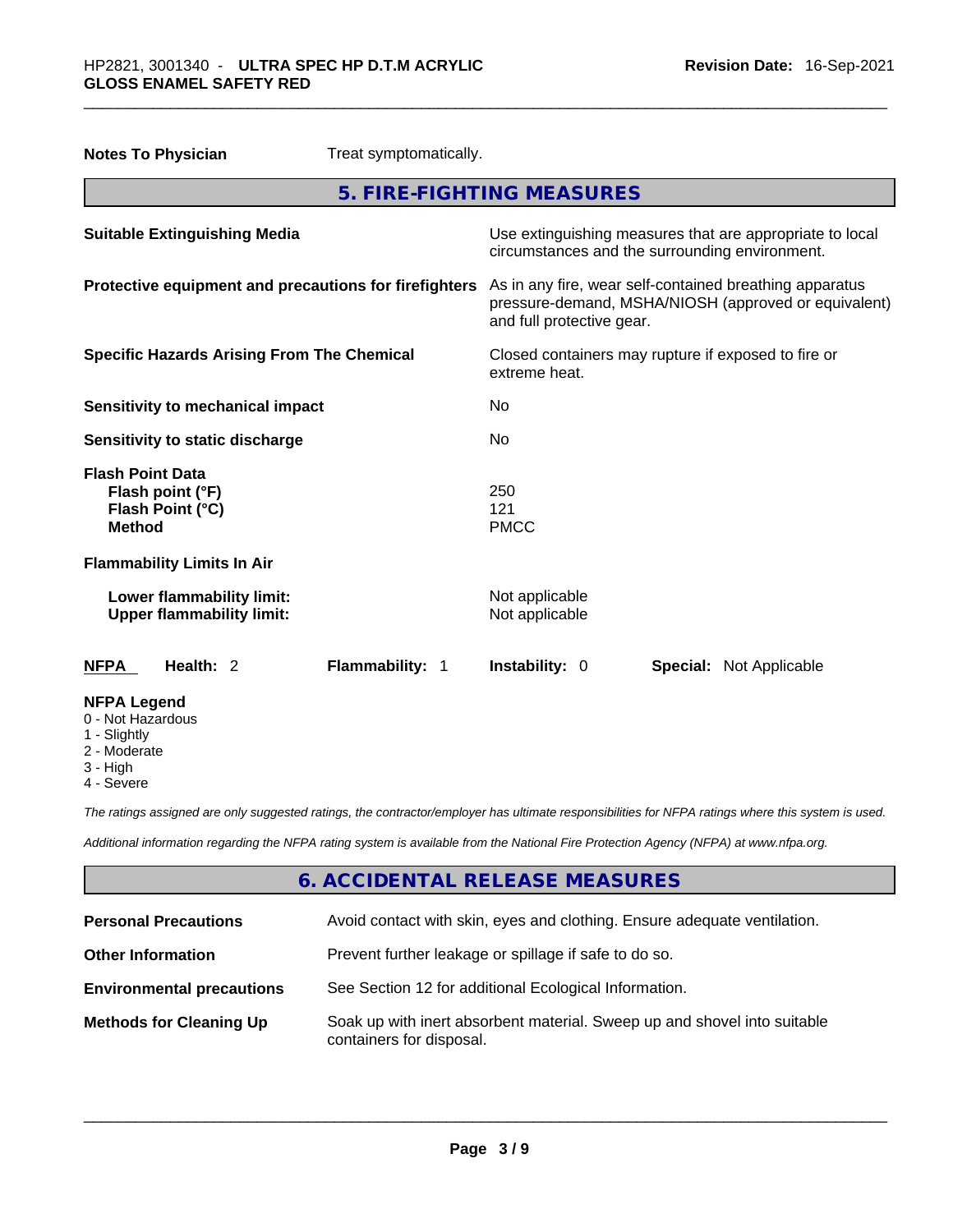**Notes To Physician** Treat symptomatically.

## 5. FIRE-FIGHTING MEASURES

| | |
|---|---|
| **Suitable Extinguishing Media** | Use extinguishing measures that are appropriate to local circumstances and the surrounding environment. |
| **Protective equipment and precautions for firefighters** | As in any fire, wear self-contained breathing apparatus pressure-demand, MSHA/NIOSH (approved or equivalent) and full protective gear. |
| **Specific Hazards Arising From The Chemical** | Closed containers may rupture if exposed to fire or extreme heat. |
| **Sensitivity to mechanical impact** | No |
| **Sensitivity to static discharge** | No |

**Flash Point Data**

| | |
|---|---|
| **Flash point (°F)** | 250 |
| **Flash Point (°C)** | 121 |
| **Method** | PMCC |

**Flammability Limits In Air**

| | |
|---|---|
| **Lower flammability limit:** | Not applicable |
| **Upper flammability limit:** | Not applicable |

| **NFPA** | **Health:** 2 | **Flammability:** 1 | **Instability:** 0 | **Special:** Not Applicable |
|---|---|---|---|---|

**NFPA Legend**
- 0 - Not Hazardous
- 1 - Slightly
- 2 - Moderate
- 3 - High
- 4 - Severe

*The ratings assigned are only suggested ratings, the contractor/employer has ultimate responsibilities for NFPA ratings where this system is used.*

*Additional information regarding the NFPA rating system is available from the National Fire Protection Agency (NFPA) at www.nfpa.org.*

## 6. ACCIDENTAL RELEASE MEASURES

| | |
|---|---|
| **Personal Precautions** | Avoid contact with skin, eyes and clothing. Ensure adequate ventilation. |
| **Other Information** | Prevent further leakage or spillage if safe to do so. |
| **Environmental precautions** | See Section 12 for additional Ecological Information. |
| **Methods for Cleaning Up** | Soak up with inert absorbent material. Sweep up and shovel into suitable containers for disposal. |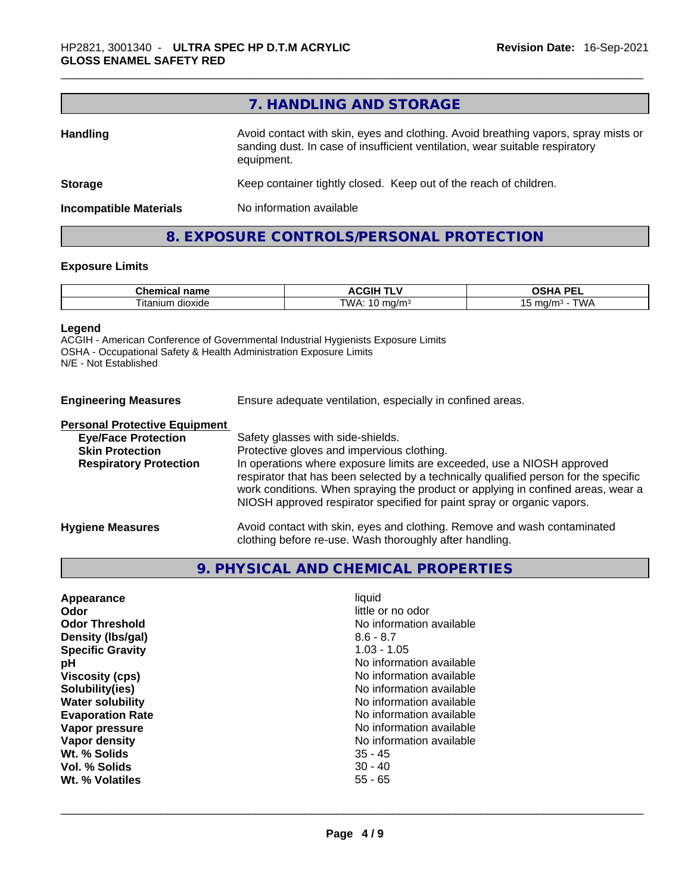## 7. HANDLING AND STORAGE

| | |
|---|---|
| **Handling** | Avoid contact with skin, eyes and clothing. Avoid breathing vapors, spray mists or sanding dust. In case of insufficient ventilation, wear suitable respiratory equipment. |
| **Storage** | Keep container tightly closed. Keep out of the reach of children. |
| **Incompatible Materials** | No information available |

## 8. EXPOSURE CONTROLS/PERSONAL PROTECTION

### Exposure Limits

| Chemical name | ACGIH TLV | OSHA PEL |
|---|---|---|
| Titanium dioxide | TWA: 10 mg/m³ | 15 mg/m³ - TWA |

**Legend**
ACGIH - American Conference of Governmental Industrial Hygienists Exposure Limits
OSHA - Occupational Safety & Health Administration Exposure Limits
N/E - Not Established

**Engineering Measures** Ensure adequate ventilation, especially in confined areas.

**Personal Protective Equipment**

| | |
|---|---|
| **Eye/Face Protection** | Safety glasses with side-shields. |
| **Skin Protection** | Protective gloves and impervious clothing. |
| **Respiratory Protection** | In operations where exposure limits are exceeded, use a NIOSH approved respirator that has been selected by a technically qualified person for the specific work conditions. When spraying the product or applying in confined areas, wear a NIOSH approved respirator specified for paint spray or organic vapors. |

**Hygiene Measures** Avoid contact with skin, eyes and clothing. Remove and wash contaminated clothing before re-use. Wash thoroughly after handling.

## 9. PHYSICAL AND CHEMICAL PROPERTIES

| | |
|---|---|
| **Appearance** | liquid |
| **Odor** | little or no odor |
| **Odor Threshold** | No information available |
| **Density (lbs/gal)** | 8.6 - 8.7 |
| **Specific Gravity** | 1.03 - 1.05 |
| **pH** | No information available |
| **Viscosity (cps)** | No information available |
| **Solubility(ies)** | No information available |
| **Water solubility** | No information available |
| **Evaporation Rate** | No information available |
| **Vapor pressure** | No information available |
| **Vapor density** | No information available |
| **Wt. % Solids** | 35 - 45 |
| **Vol. % Solids** | 30 - 40 |
| **Wt. % Volatiles** | 55 - 65 |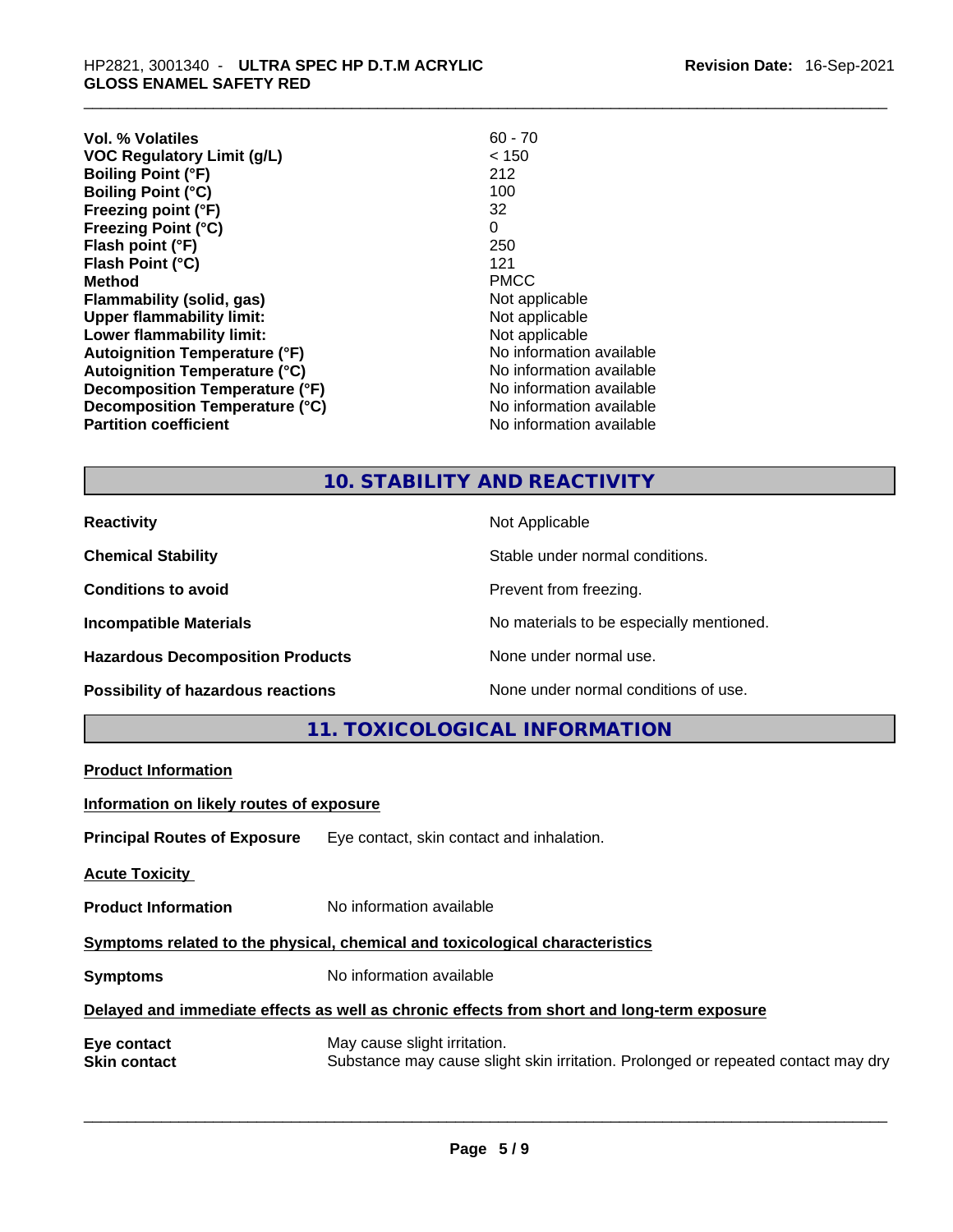| | |
|---|---|
| **Vol. % Volatiles** | 60 - 70 |
| **VOC Regulatory Limit (g/L)** | < 150 |
| **Boiling Point (°F)** | 212 |
| **Boiling Point (°C)** | 100 |
| **Freezing point (°F)** | 32 |
| **Freezing Point (°C)** | 0 |
| **Flash point (°F)** | 250 |
| **Flash Point (°C)** | 121 |
| **Method** | PMCC |
| **Flammability (solid, gas)** | Not applicable |
| **Upper flammability limit:** | Not applicable |
| **Lower flammability limit:** | Not applicable |
| **Autoignition Temperature (°F)** | No information available |
| **Autoignition Temperature (°C)** | No information available |
| **Decomposition Temperature (°F)** | No information available |
| **Decomposition Temperature (°C)** | No information available |
| **Partition coefficient** | No information available |

## 10. STABILITY AND REACTIVITY

| | |
|---|---|
| **Reactivity** | Not Applicable |
| **Chemical Stability** | Stable under normal conditions. |
| **Conditions to avoid** | Prevent from freezing. |
| **Incompatible Materials** | No materials to be especially mentioned. |
| **Hazardous Decomposition Products** | None under normal use. |
| **Possibility of hazardous reactions** | None under normal conditions of use. |

## 11. TOXICOLOGICAL INFORMATION

**Product Information**

**Information on likely routes of exposure**

**Principal Routes of Exposure** Eye contact, skin contact and inhalation.

**Acute Toxicity**

**Product Information** No information available

**Symptoms related to the physical, chemical and toxicological characteristics**

**Symptoms** No information available

**Delayed and immediate effects as well as chronic effects from short and long-term exposure**

**Eye contact** May cause slight irritation.

**Skin contact** Substance may cause slight skin irritation. Prolonged or repeated contact may dry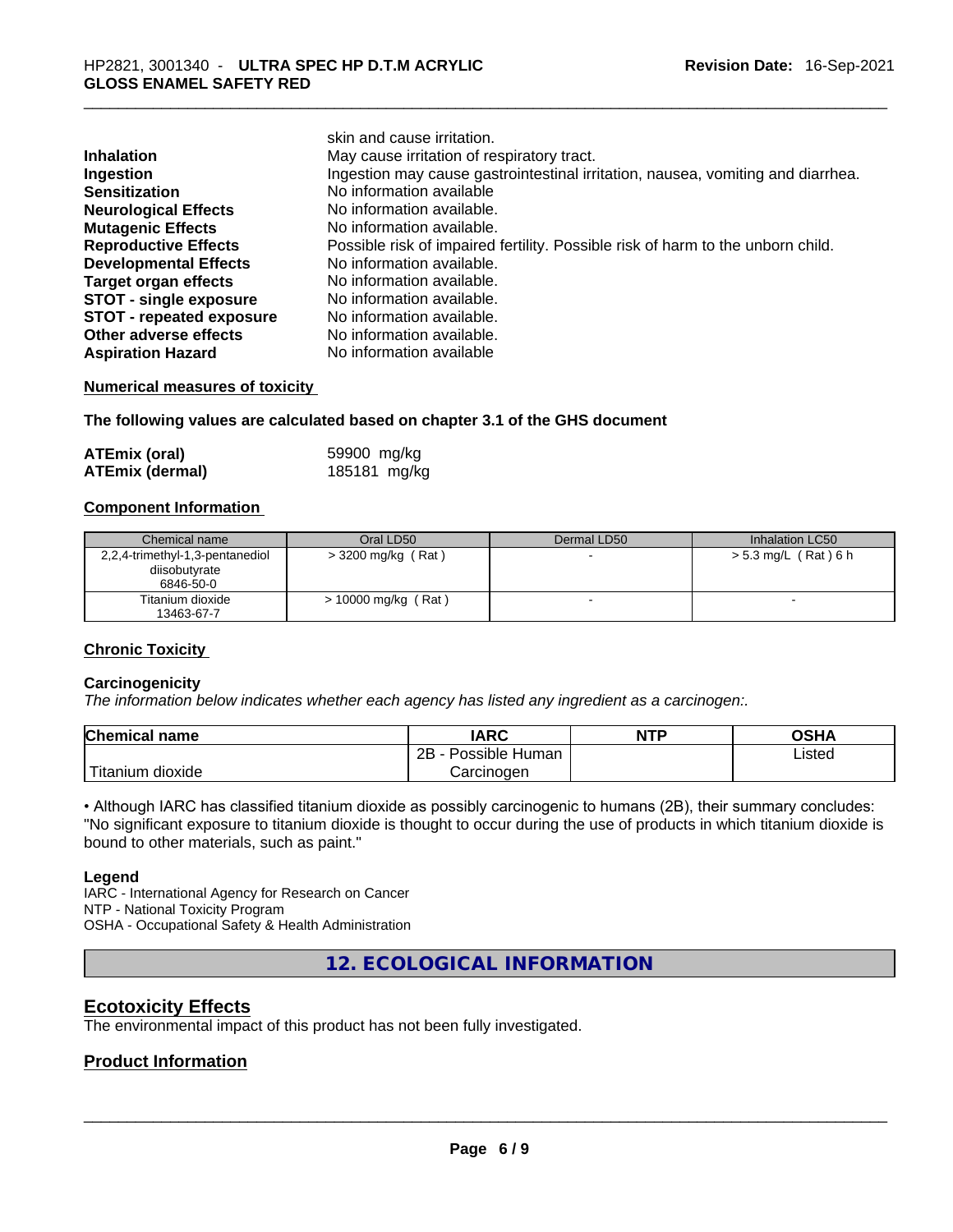| | |
|---|---|
| | skin and cause irritation. |
| **Inhalation** | May cause irritation of respiratory tract. |
| **Ingestion** | Ingestion may cause gastrointestinal irritation, nausea, vomiting and diarrhea. |
| **Sensitization** | No information available |
| **Neurological Effects** | No information available. |
| **Mutagenic Effects** | No information available. |
| **Reproductive Effects** | Possible risk of impaired fertility. Possible risk of harm to the unborn child. |
| **Developmental Effects** | No information available. |
| **Target organ effects** | No information available. |
| **STOT - single exposure** | No information available. |
| **STOT - repeated exposure** | No information available. |
| **Other adverse effects** | No information available. |
| **Aspiration Hazard** | No information available |

**Numerical measures of toxicity**

**The following values are calculated based on chapter 3.1 of the GHS document**

| | |
|---|---|
| **ATEmix (oral)** | 59900 mg/kg |
| **ATEmix (dermal)** | 185181 mg/kg |

**Component Information**

| Chemical name | Oral LD50 | Dermal LD50 | Inhalation LC50 |
|---|---|---|---|
| 2,2,4-trimethyl-1,3-pentanediol diisobutyrate 6846-50-0 | > 3200 mg/kg ( Rat ) | - | > 5.3 mg/L ( Rat ) 6 h |
| Titanium dioxide 13463-67-7 | > 10000 mg/kg ( Rat ) | - | - |

**Chronic Toxicity**

**Carcinogenicity**

*The information below indicates whether each agency has listed any ingredient as a carcinogen:.*

| Chemical name | IARC | NTP | OSHA |
|---|---|---|---|
| Titanium dioxide | 2B - Possible Human Carcinogen | | Listed |

• Although IARC has classified titanium dioxide as possibly carcinogenic to humans (2B), their summary concludes: "No significant exposure to titanium dioxide is thought to occur during the use of products in which titanium dioxide is bound to other materials, such as paint."

**Legend**

IARC - International Agency for Research on Cancer
NTP - National Toxicity Program
OSHA - Occupational Safety & Health Administration

## 12. ECOLOGICAL INFORMATION

### Ecotoxicity Effects

The environmental impact of this product has not been fully investigated.

### Product Information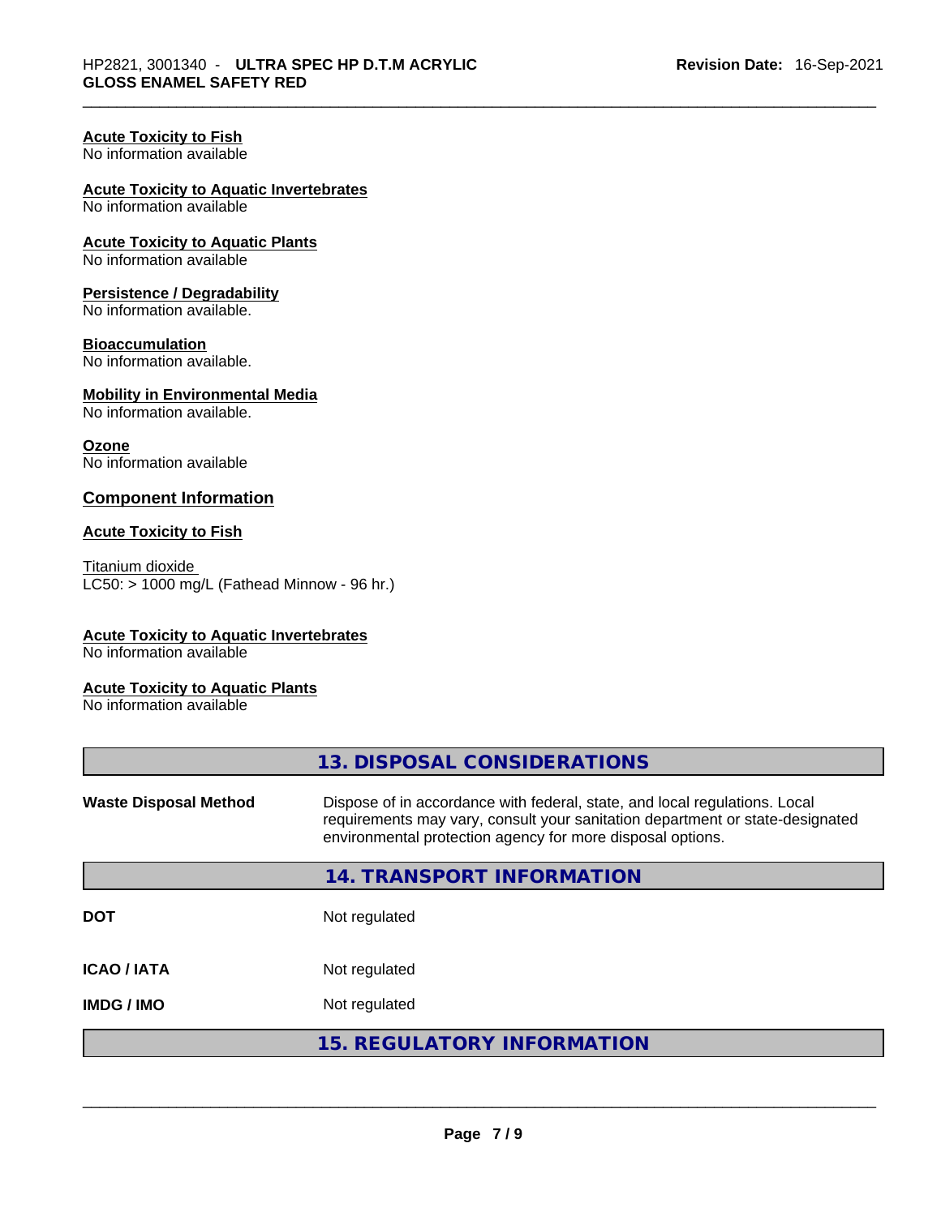**Acute Toxicity to Fish**
No information available

**Acute Toxicity to Aquatic Invertebrates**
No information available

**Acute Toxicity to Aquatic Plants**
No information available

**Persistence / Degradability**
No information available.

**Bioaccumulation**
No information available.

**Mobility in Environmental Media**
No information available.

**Ozone**
No information available

## Component Information

**Acute Toxicity to Fish**

Titanium dioxide
LC50: > 1000 mg/L (Fathead Minnow - 96 hr.)

**Acute Toxicity to Aquatic Invertebrates**
No information available

**Acute Toxicity to Aquatic Plants**
No information available

## 13. DISPOSAL CONSIDERATIONS

**Waste Disposal Method** Dispose of in accordance with federal, state, and local regulations. Local requirements may vary, consult your sanitation department or state-designated environmental protection agency for more disposal options.

## 14. TRANSPORT INFORMATION

| | |
|---|---|
| **DOT** | Not regulated |
| **ICAO / IATA** | Not regulated |
| **IMDG / IMO** | Not regulated |

## 15. REGULATORY INFORMATION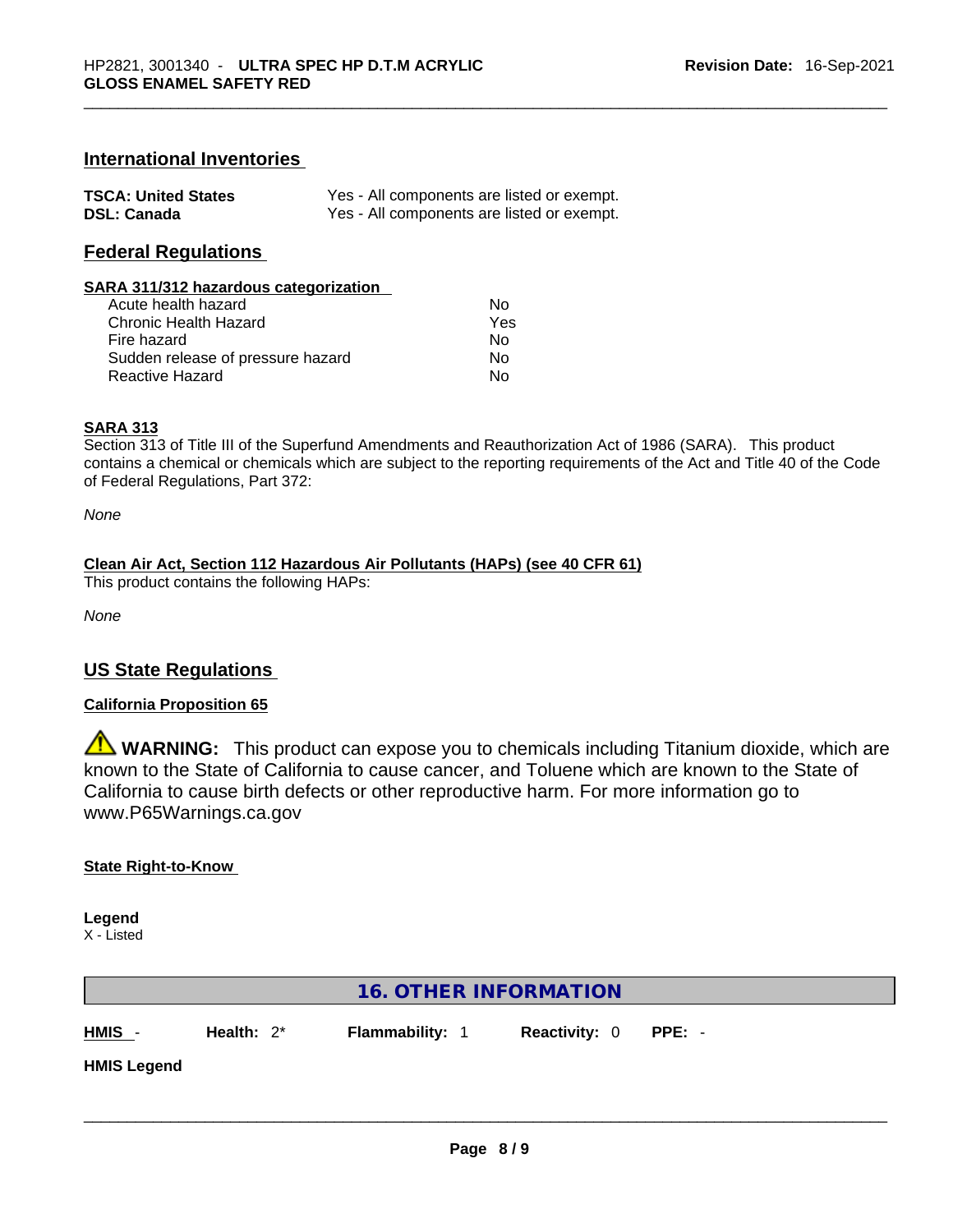## International Inventories

| | |
|---|---|
| **TSCA: United States** | Yes - All components are listed or exempt. |
| **DSL: Canada** | Yes - All components are listed or exempt. |

## Federal Regulations

### SARA 311/312 hazardous categorization

| | |
|---|---|
| Acute health hazard | No |
| Chronic Health Hazard | Yes |
| Fire hazard | No |
| Sudden release of pressure hazard | No |
| Reactive Hazard | No |

### SARA 313

Section 313 of Title III of the Superfund Amendments and Reauthorization Act of 1986 (SARA). This product contains a chemical or chemicals which are subject to the reporting requirements of the Act and Title 40 of the Code of Federal Regulations, Part 372:

*None*

### Clean Air Act, Section 112 Hazardous Air Pollutants (HAPs) (see 40 CFR 61)

This product contains the following HAPs:

*None*

## US State Regulations

### California Proposition 65

⚠ **WARNING:** This product can expose you to chemicals including Titanium dioxide, which are known to the State of California to cause cancer, and Toluene which are known to the State of California to cause birth defects or other reproductive harm. For more information go to www.P65Warnings.ca.gov

### State Right-to-Know

**Legend**
X - Listed

## 16. OTHER INFORMATION

**HMIS** - **Health:** 2* **Flammability:** 1 **Reactivity:** 0 **PPE:** -

**HMIS Legend**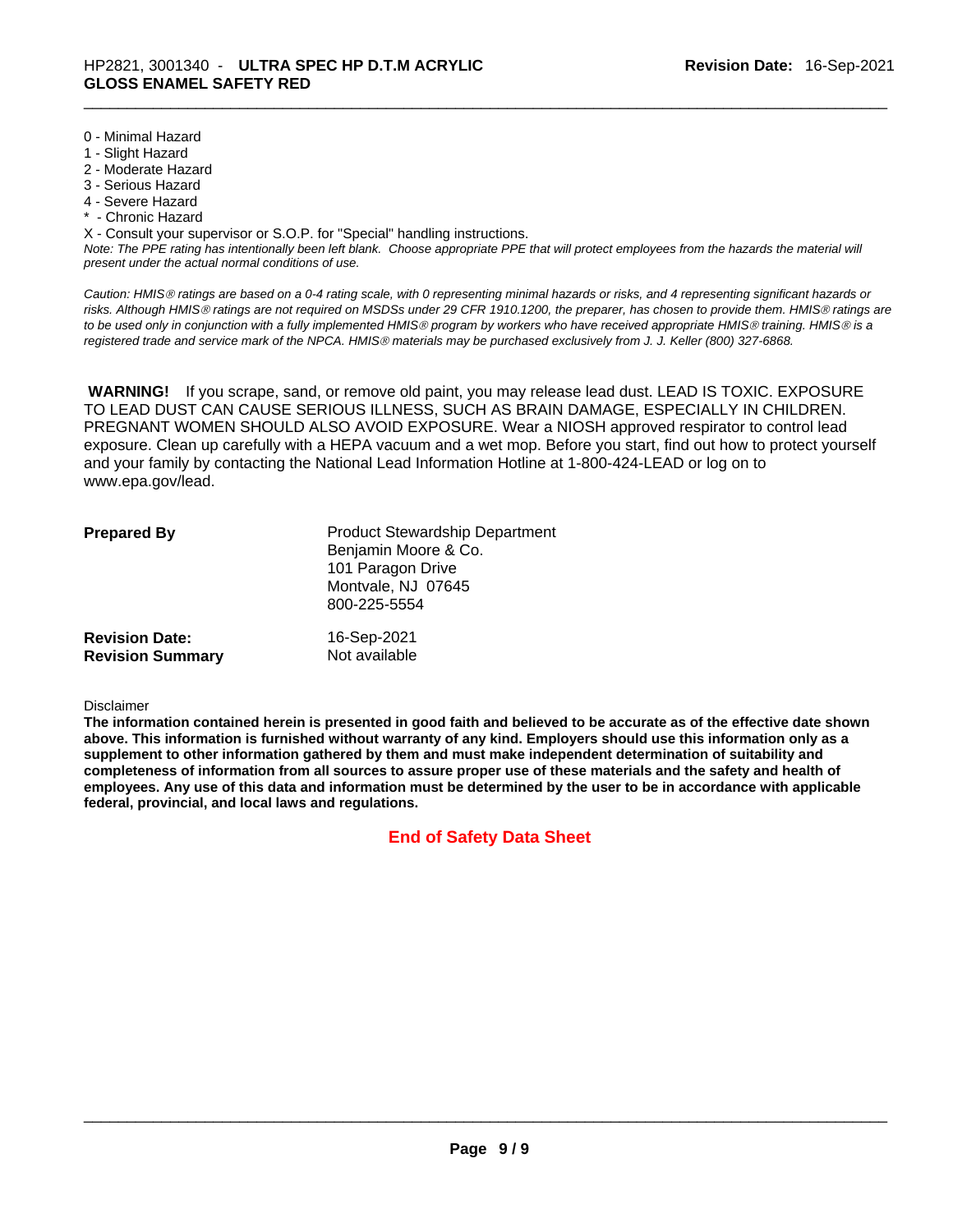0 - Minimal Hazard
1 - Slight Hazard
2 - Moderate Hazard
3 - Serious Hazard
4 - Severe Hazard
* - Chronic Hazard
X - Consult your supervisor or S.O.P. for "Special" handling instructions.

*Note: The PPE rating has intentionally been left blank. Choose appropriate PPE that will protect employees from the hazards the material will present under the actual normal conditions of use.*

*Caution: HMIS® ratings are based on a 0-4 rating scale, with 0 representing minimal hazards or risks, and 4 representing significant hazards or risks. Although HMIS® ratings are not required on MSDSs under 29 CFR 1910.1200, the preparer, has chosen to provide them. HMIS® ratings are to be used only in conjunction with a fully implemented HMIS® program by workers who have received appropriate HMIS® training. HMIS® is a registered trade and service mark of the NPCA. HMIS® materials may be purchased exclusively from J. J. Keller (800) 327-6868.*

**WARNING!** If you scrape, sand, or remove old paint, you may release lead dust. LEAD IS TOXIC. EXPOSURE TO LEAD DUST CAN CAUSE SERIOUS ILLNESS, SUCH AS BRAIN DAMAGE, ESPECIALLY IN CHILDREN. PREGNANT WOMEN SHOULD ALSO AVOID EXPOSURE. Wear a NIOSH approved respirator to control lead exposure. Clean up carefully with a HEPA vacuum and a wet mop. Before you start, find out how to protect yourself and your family by contacting the National Lead Information Hotline at 1-800-424-LEAD or log on to www.epa.gov/lead.

| | |
|---|---|
| **Prepared By** | Product Stewardship Department<br>Benjamin Moore & Co.<br>101 Paragon Drive<br>Montvale, NJ 07645<br>800-225-5554 |
| **Revision Date:** | 16-Sep-2021 |
| **Revision Summary** | Not available |

Disclaimer

**The information contained herein is presented in good faith and believed to be accurate as of the effective date shown above. This information is furnished without warranty of any kind. Employers should use this information only as a supplement to other information gathered by them and must make independent determination of suitability and completeness of information from all sources to assure proper use of these materials and the safety and health of employees. Any use of this data and information must be determined by the user to be in accordance with applicable federal, provincial, and local laws and regulations.**

**End of Safety Data Sheet**